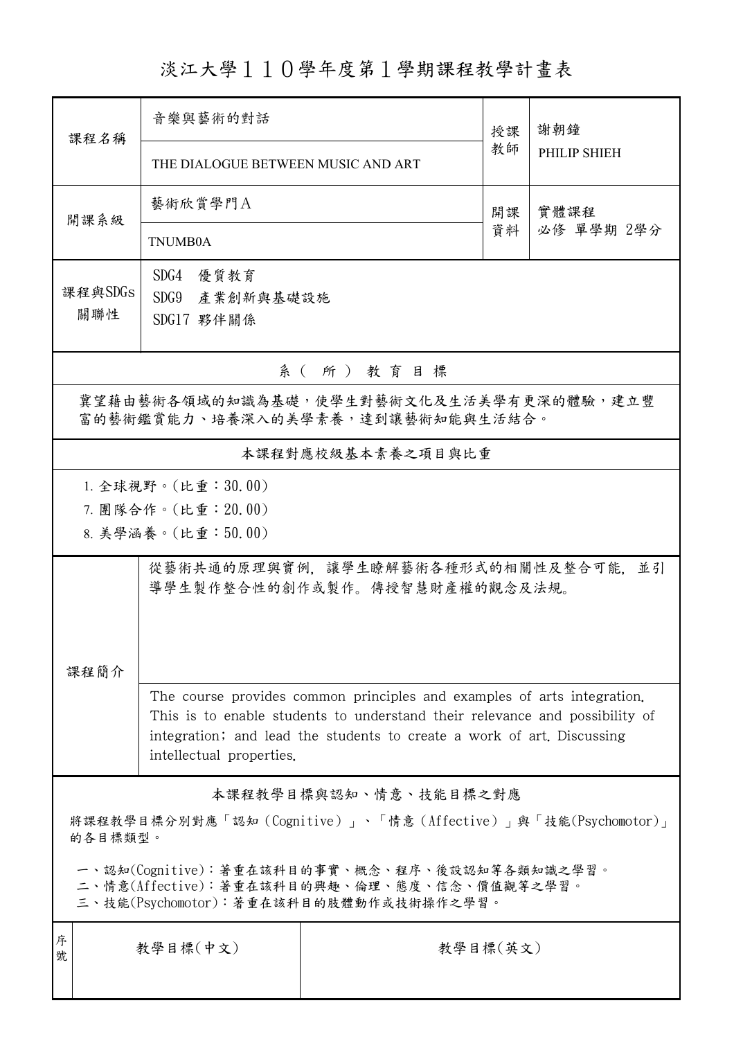# 淡江大學１１０學年度第１學期課程教學計畫表

| 課程名稱 | 音樂與藝術的對話<br>THE DIALOGUE BETWEEN MUSIC AND ART | 授課教師 | 謝朝鐘<br>PHILIP SHIEH |
|---|---|---|---|
| 開課系級 | 藝術欣賞學門A<br>TNUMB0A | 開課資料 | 實體課程<br>必修 單學期 2學分 |
| 課程與SDGs關聯性 | SDG4 優質教育<br>SDG9 產業創新與基礎設施<br>SDG17 夥伴關係 | | |

## 系（所）教育目標

冀望藉由藝術各領域的知識為基礎，使學生對藝術文化及生活美學有更深的體驗，建立豐富的藝術鑑賞能力、培養深入的美學素養，達到讓藝術知能與生活結合。

## 本課程對應校級基本素養之項目與比重

1. 全球視野。(比重：30.00)
7. 團隊合作。(比重：20.00)
8. 美學涵養。(比重：50.00)

## 課程簡介

從藝術共通的原理與實例，讓學生瞭解藝術各種形式的相關性及整合可能，並引導學生製作整合性的創作或製作。傳授智慧財產權的觀念及法規。

The course provides common principles and examples of arts integration. This is to enable students to understand their relevance and possibility of integration; and lead the students to create a work of art. Discussing intellectual properties.

## 本課程教學目標與認知、情意、技能目標之對應

將課程教學目標分別對應「認知（Cognitive）」、「情意（Affective）」與「技能(Psychomotor)」的各目標類型。

一、認知(Cognitive)：著重在該科目的事實、概念、程序、後設認知等各類知識之學習。
二、情意(Affective)：著重在該科目的興趣、倫理、態度、信念、價值觀等之學習。
三、技能(Psychomotor)：著重在該科目的肢體動作或技術操作之學習。

| 序號 | 教學目標(中文) | 教學目標(英文) |
|---|---|---|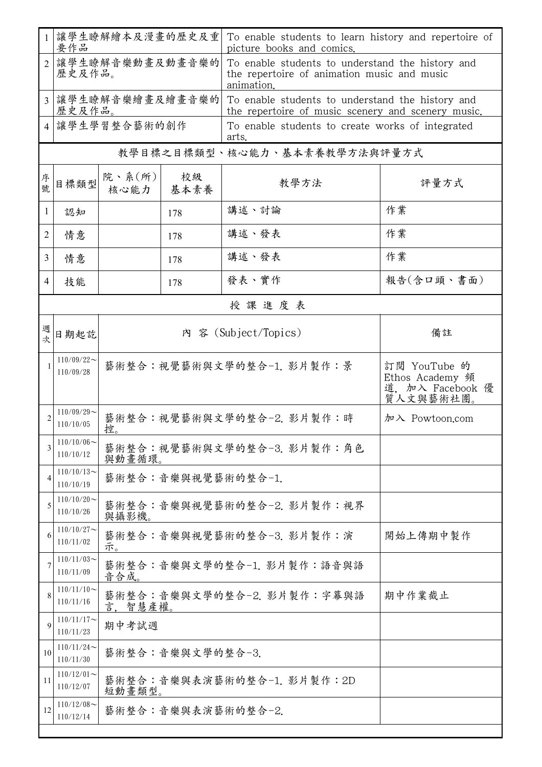| | | |
|---|---|---|
| 1 | 讓學生瞭解繪本及漫畫的歷史及重要作品 | To enable students to learn history and repertoire of picture books and comics. |
| 2 | 讓學生瞭解音樂動畫及動畫音樂的歷史及作品。 | To enable students to understand the history and the repertoire of animation music and music animation. |
| 3 | 讓學生瞭解音樂繪畫及繪畫音樂的歷史及作品。 | To enable students to understand the history and the repertoire of music scenery and scenery music. |
| 4 | 讓學生學習整合藝術的創作 | To enable students to create works of integrated arts. |

## 教學目標之目標類型、核心能力、基本素養教學方法與評量方式

| 序號 | 目標類型 | 院、系(所)核心能力 | 校級基本素養 | 教學方法 | 評量方式 |
|---|---|---|---|---|---|
| 1 | 認知 | | 178 | 講述、討論 | 作業 |
| 2 | 情意 | | 178 | 講述、發表 | 作業 |
| 3 | 情意 | | 178 | 講述、發表 | 作業 |
| 4 | 技能 | | 178 | 發表、實作 | 報告(含口頭、書面) |

## 授 課 進 度 表

| 週次 | 日期起訖 | 內 容 (Subject/Topics) | 備註 |
|---|---|---|---|
| 1 | 110/09/22～110/09/28 | 藝術整合：視覺藝術與文學的整合-1. 影片製作：景 | 訂閱 YouTube 的 Ethos Academy 頻道, 加入 Facebook 優質人文與藝術社團。 |
| 2 | 110/09/29～110/10/05 | 藝術整合：視覺藝術與文學的整合-2. 影片製作：時控。 | 加入 Powtoon.com |
| 3 | 110/10/06～110/10/12 | 藝術整合：視覺藝術與文學的整合-3. 影片製作：角色與動畫循環。 | |
| 4 | 110/10/13～110/10/19 | 藝術整合：音樂與視覺藝術的整合-1. | |
| 5 | 110/10/20～110/10/26 | 藝術整合：音樂與視覺藝術的整合-2. 影片製作：視界與攝影機。 | |
| 6 | 110/10/27～110/11/02 | 藝術整合：音樂與視覺藝術的整合-3. 影片製作：演示。 | 開始上傳期中製作 |
| 7 | 110/11/03～110/11/09 | 藝術整合：音樂與文學的整合-1. 影片製作：語音與語音合成。 | |
| 8 | 110/11/10～110/11/16 | 藝術整合：音樂與文學的整合-2. 影片製作：字幕與語言, 智慧產權。 | 期中作業截止 |
| 9 | 110/11/17～110/11/23 | 期中考試週 | |
| 10 | 110/11/24～110/11/30 | 藝術整合：音樂與文學的整合-3. | |
| 11 | 110/12/01～110/12/07 | 藝術整合：音樂與表演藝術的整合-1. 影片製作：2D短動畫類型。 | |
| 12 | 110/12/08～110/12/14 | 藝術整合：音樂與表演藝術的整合-2. | |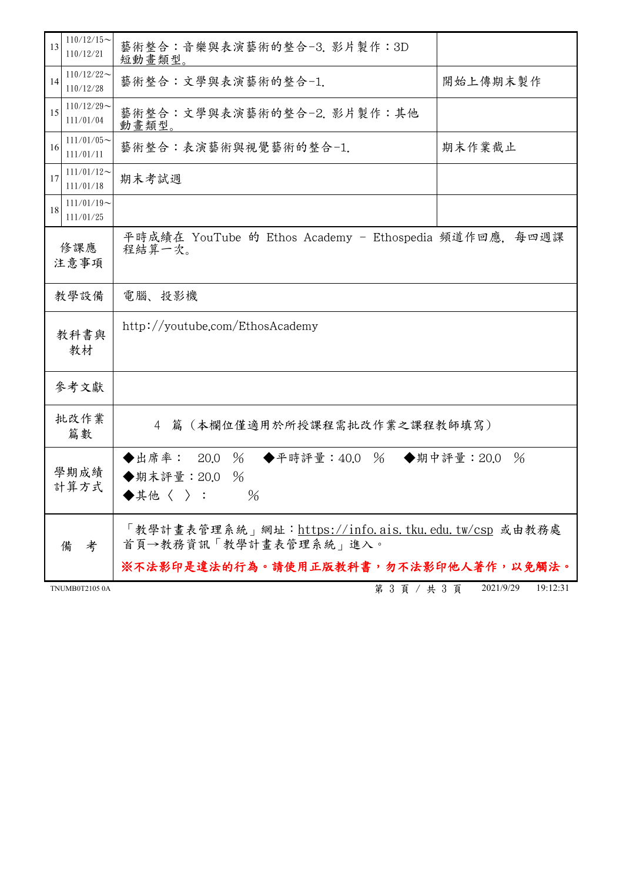| | | | |
|---|---|---|---|
| 13 | 110/12/15～110/12/21 | 藝術整合：音樂與表演藝術的整合-3. 影片製作：3D短動畫類型。 | |
| 14 | 110/12/22～110/12/28 | 藝術整合：文學與表演藝術的整合-1. | 開始上傳期末製作 |
| 15 | 110/12/29～111/01/04 | 藝術整合：文學與表演藝術的整合-2. 影片製作：其他動畫類型。 | |
| 16 | 111/01/05～111/01/11 | 藝術整合：表演藝術與視覺藝術的整合-1. | 期末作業截止 |
| 17 | 111/01/12～111/01/18 | 期末考試週 | |
| 18 | 111/01/19～111/01/25 | | |

| | |
|---|---|
| 修課應注意事項 | 平時成績在 YouTube 的 Ethos Academy - Ethospedia 頻道作回應，每四週課程結算一次。 |
| 教學設備 | 電腦、投影機 |
| 教科書與教材 | http://youtube.com/EthosAcademy |
| 參考文獻 | |
| 批改作業篇數 | 4 篇（本欄位僅適用於所授課程需批改作業之課程教師填寫） |
| 學期成績計算方式 | ◆出席率： 20.0 %　◆平時評量：40.0 %　◆期中評量：20.0 %<br>◆期末評量：20.0 %<br>◆其他〈 〉： % |
| 備　考 | 「教學計畫表管理系統」網址：https://info.ais.tku.edu.tw/csp 或由教務處首頁→教務資訊「教學計畫表管理系統」進入。<br>**※不法影印是違法的行為。請使用正版教科書，勿不法影印他人著作，以免觸法。** |

TNUMB0T2105 0A　　2021/9/29 19:12:31